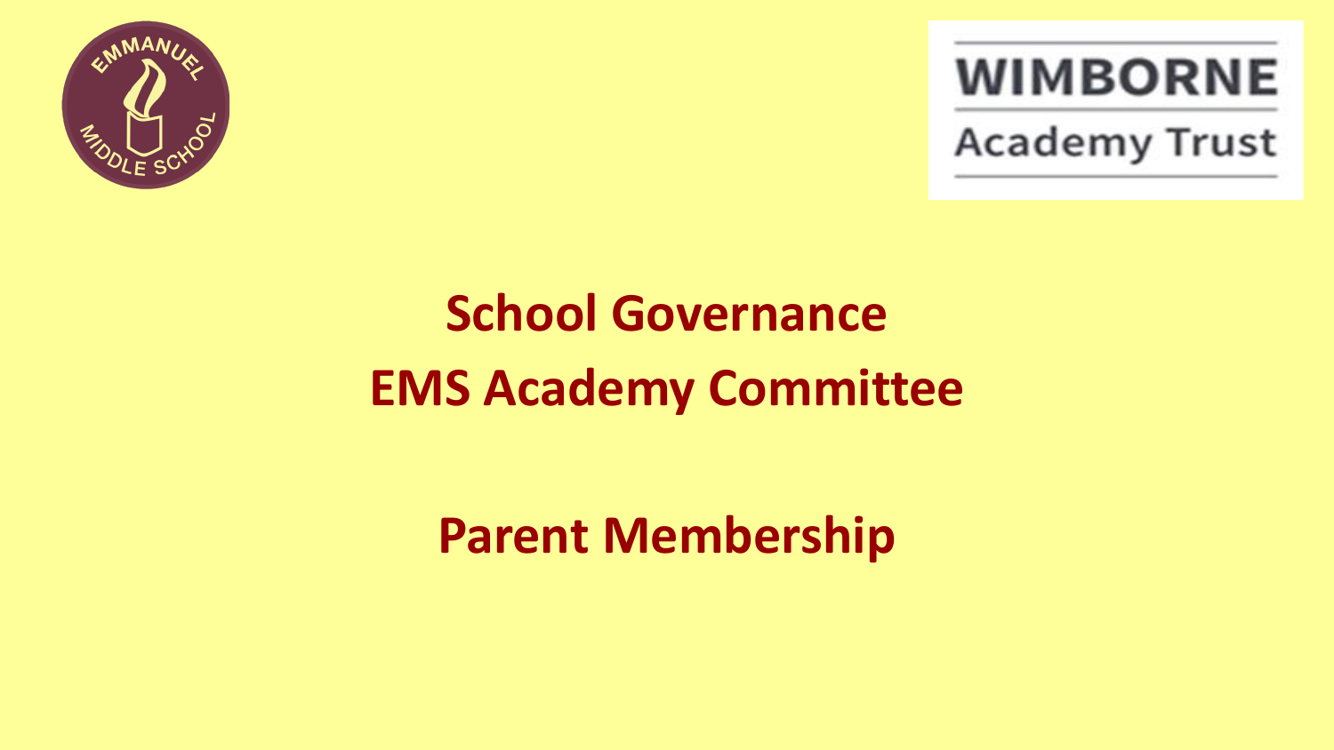# School Governance

# EMS Academy Committee

## Parent Membership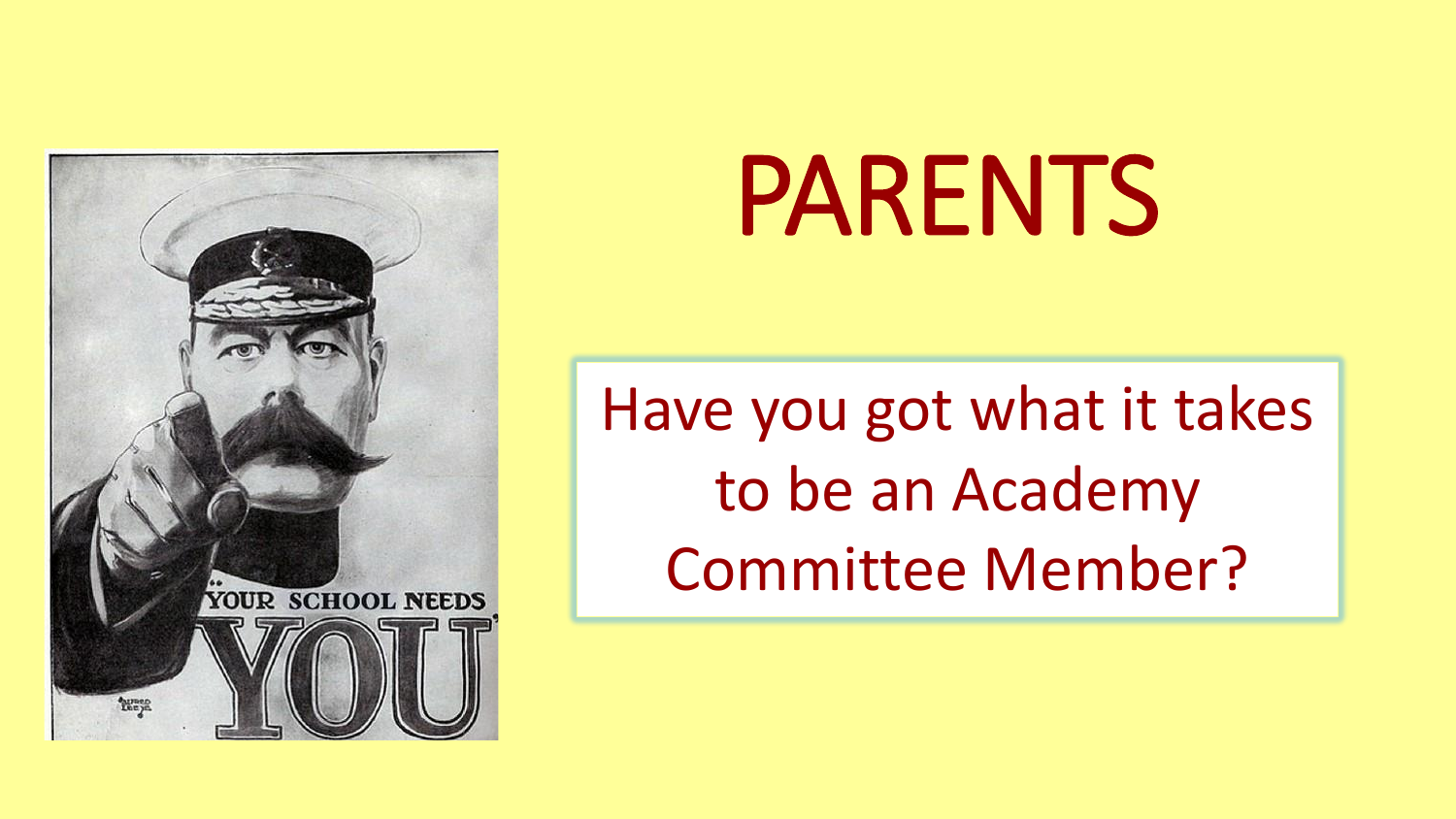# PARENTS

Have you got what it takes to be an Academy Committee Member?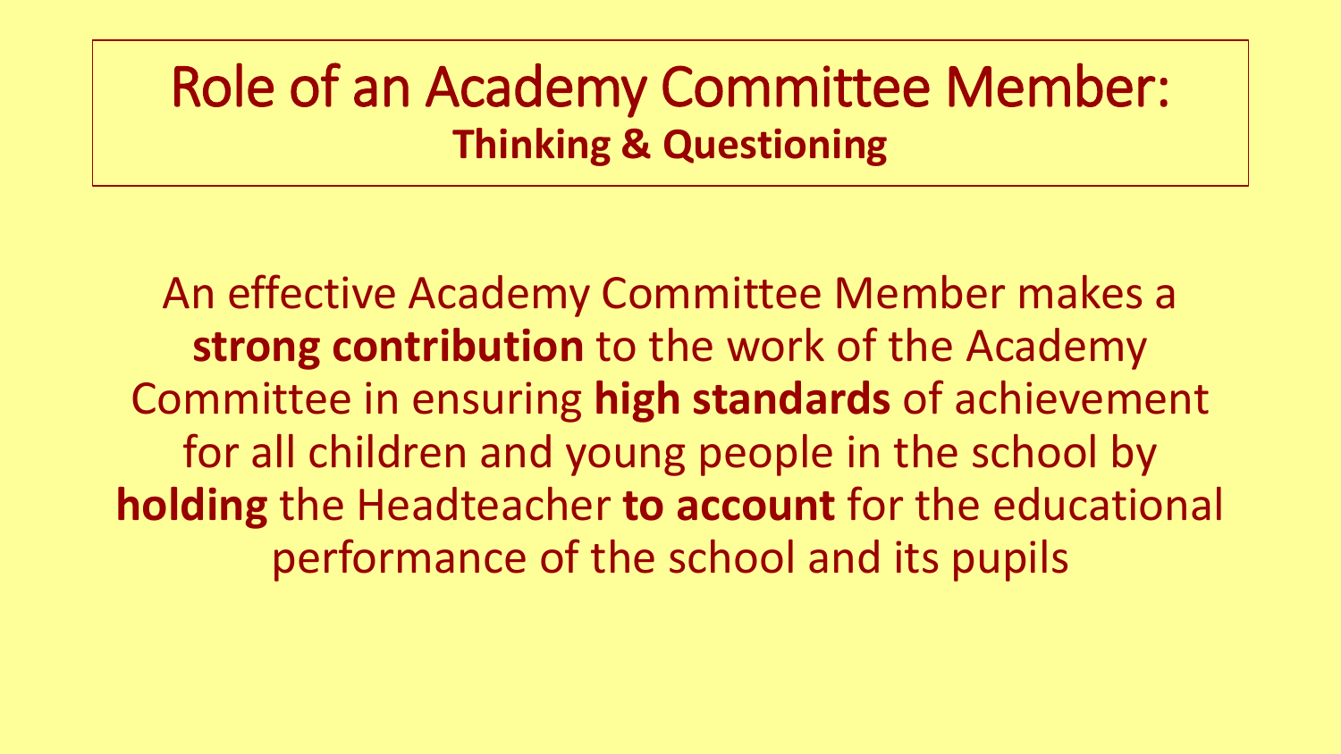# Role of an Academy Committee Member:
## Thinking & Questioning

An effective Academy Committee Member makes a **strong contribution** to the work of the Academy Committee in ensuring **high standards** of achievement for all children and young people in the school by **holding** the Headteacher **to account** for the educational performance of the school and its pupils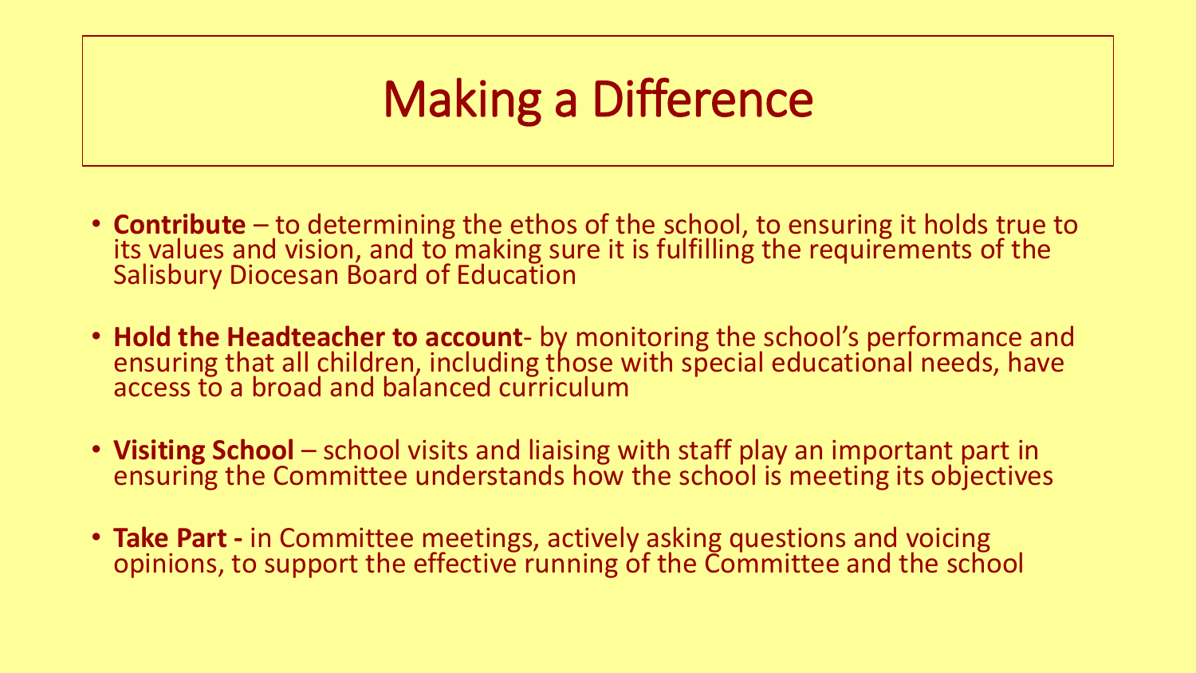# Making a Difference

- **Contribute** – to determining the ethos of the school, to ensuring it holds true to its values and vision, and to making sure it is fulfilling the requirements of the Salisbury Diocesan Board of Education

- **Hold the Headteacher to account**- by monitoring the school's performance and ensuring that all children, including those with special educational needs, have access to a broad and balanced curriculum

- **Visiting School** – school visits and liaising with staff play an important part in ensuring the Committee understands how the school is meeting its objectives

- **Take Part -** in Committee meetings, actively asking questions and voicing opinions, to support the effective running of the Committee and the school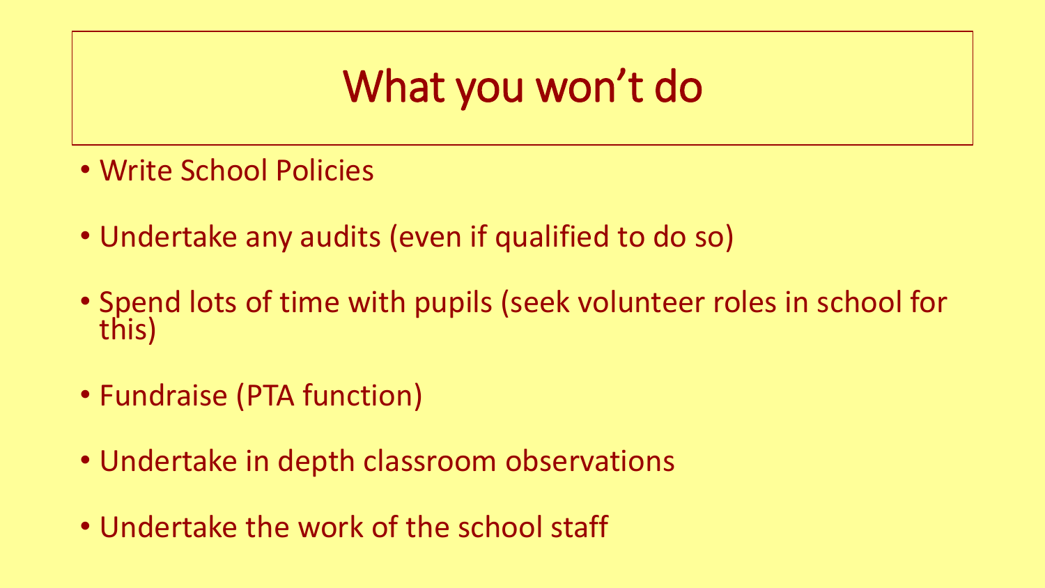# What you won't do

- Write School Policies
- Undertake any audits (even if qualified to do so)
- Spend lots of time with pupils (seek volunteer roles in school for this)
- Fundraise (PTA function)
- Undertake in depth classroom observations
- Undertake the work of the school staff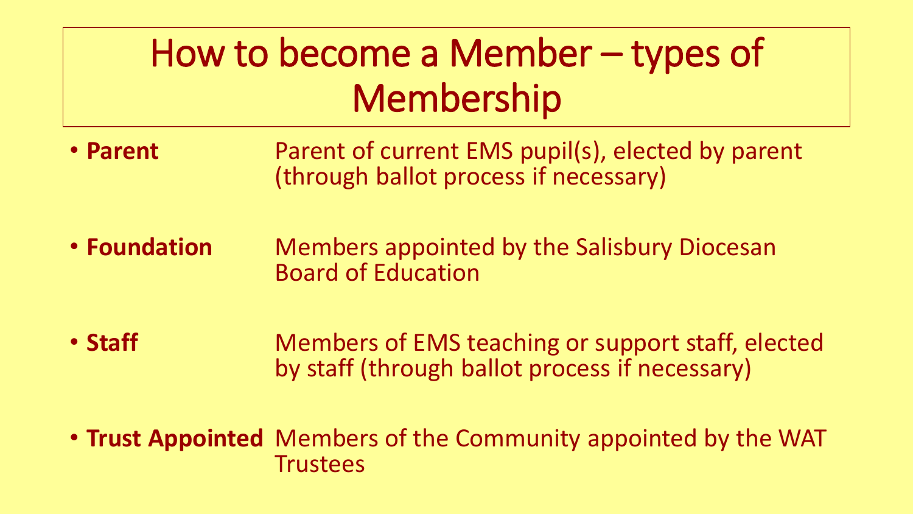# How to become a Member – types of Membership

- **Parent** Parent of current EMS pupil(s), elected by parent (through ballot process if necessary)
- **Foundation** Members appointed by the Salisbury Diocesan Board of Education
- **Staff** Members of EMS teaching or support staff, elected by staff (through ballot process if necessary)
- **Trust Appointed** Members of the Community appointed by the WAT Trustees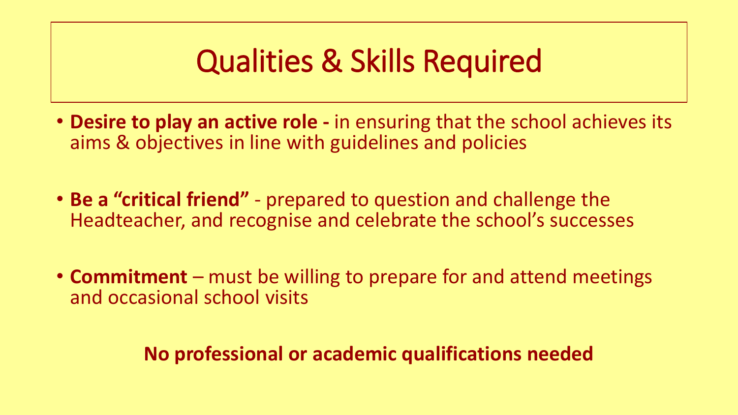# Qualities & Skills Required

- **Desire to play an active role -** in ensuring that the school achieves its aims & objectives in line with guidelines and policies
- **Be a "critical friend"** - prepared to question and challenge the Headteacher, and recognise and celebrate the school's successes
- **Commitment** – must be willing to prepare for and attend meetings and occasional school visits

**No professional or academic qualifications needed**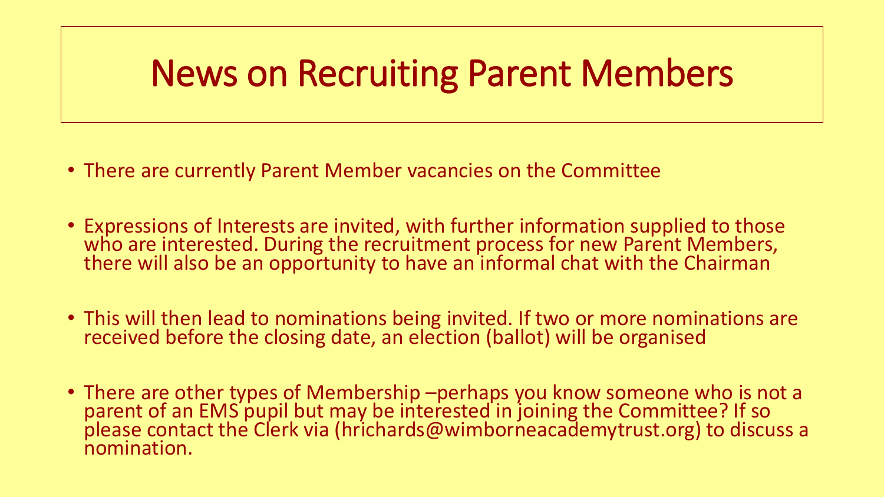# News on Recruiting Parent Members

- There are currently Parent Member vacancies on the Committee
- Expressions of Interests are invited, with further information supplied to those who are interested. During the recruitment process for new Parent Members, there will also be an opportunity to have an informal chat with the Chairman
- This will then lead to nominations being invited. If two or more nominations are received before the closing date, an election (ballot) will be organised
- There are other types of Membership –perhaps you know someone who is not a parent of an EMS pupil but may be interested in joining the Committee? If so please contact the Clerk via (hrichards@wimborneacademytrust.org) to discuss a nomination.